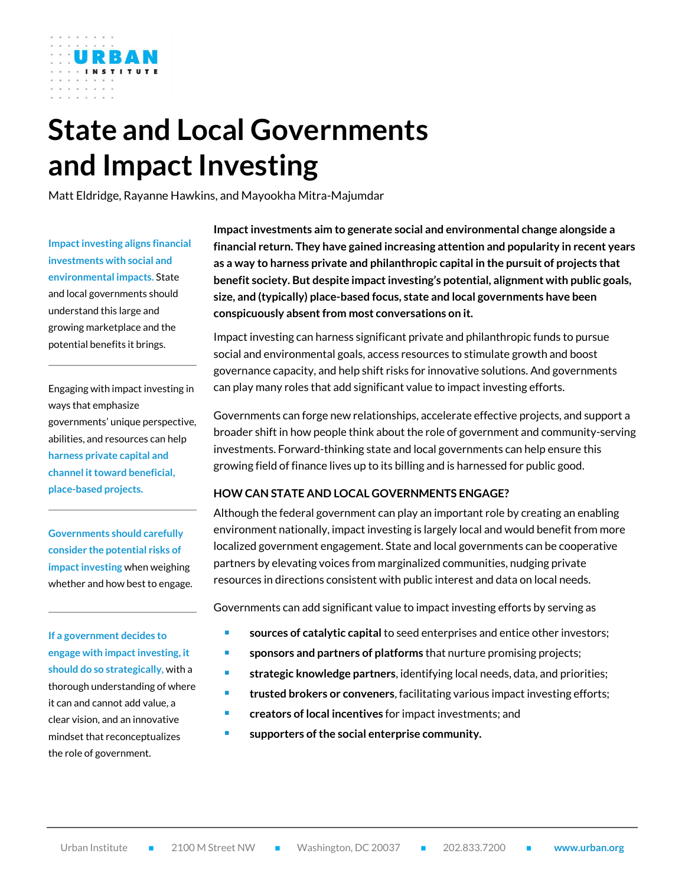# State and Local Governments and Impact Investing

Matt Eldridge, Rayanne Hawkins, and Mayookha Mitra-Majumdar

**Impact investing aligns financial investments with social and environmental impacts.** State and local governments should understand this large and growing marketplace and the potential benefits it brings.

Engaging with impact investing in ways that emphasize governments' unique perspective, abilities, and resources can help **harness private capital and channel it toward beneficial, place-based projects.**

**Governments should carefully consider the potential risks of impact investing** when weighing whether and how best to engage.

**If a government decides to engage with impact investing, it should do so strategically,** with a thorough understanding of where it can and cannot add value, a clear vision, and an innovative mindset that reconceptualizes the role of government.

**Impact investments aim to generate social and environmental change alongside a financial return. They have gained increasing attention and popularity in recent years as a way to harness private and philanthropic capital in the pursuit of projects that benefit society. But despite impact investing's potential, alignment with public goals, size, and (typically) place-based focus, state and local governments have been conspicuously absent from most conversations on it.**

Impact investing can harness significant private and philanthropic funds to pursue social and environmental goals, access resources to stimulate growth and boost governance capacity, and help shift risks for innovative solutions. And governments can play many roles that add significant value to impact investing efforts.

Governments can forge new relationships, accelerate effective projects, and support a broader shift in how people think about the role of government and community-serving investments. Forward-thinking state and local governments can help ensure this growing field of finance lives up to its billing and is harnessed for public good.

## HOW CAN STATE AND LOCAL GOVERNMENTS ENGAGE?

Although the federal government can play an important role by creating an enabling environment nationally, impact investing is largely local and would benefit from more localized government engagement. State and local governments can be cooperative partners by elevating voices from marginalized communities, nudging private resources in directions consistent with public interest and data on local needs.

Governments can add significant value to impact investing efforts by serving as

- **sources of catalytic capital** to seed enterprises and entice other investors;
- **sponsors and partners of platforms** that nurture promising projects;
- **strategic knowledge partners**, identifying local needs, data, and priorities;
- **trusted brokers or conveners**, facilitating various impact investing efforts;
- **creators of local incentives** for impact investments; and
- **supporters of the social enterprise community.**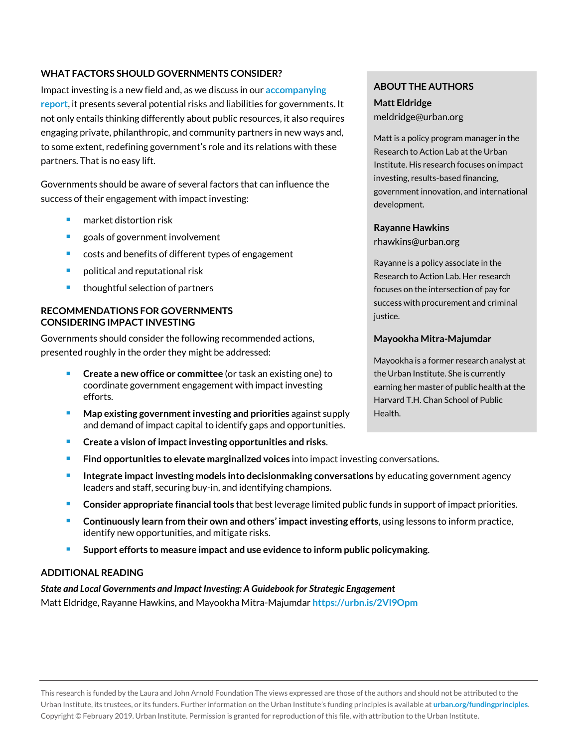## WHAT FACTORS SHOULD GOVERNMENTS CONSIDER?

Impact investing is a new field and, as we discuss in our accompanying report, it presents several potential risks and liabilities for governments. It not only entails thinking differently about public resources, it also requires engaging private, philanthropic, and community partners in new ways and, to some extent, redefining government's role and its relations with these partners. That is no easy lift.

Governments should be aware of several factors that can influence the success of their engagement with impact investing:

- market distortion risk
- goals of government involvement
- costs and benefits of different types of engagement
- political and reputational risk
- thoughtful selection of partners

## RECOMMENDATIONS FOR GOVERNMENTS CONSIDERING IMPACT INVESTING

Governments should consider the following recommended actions, presented roughly in the order they might be addressed:

- **Create a new office or committee** (or task an existing one) to coordinate government engagement with impact investing efforts.
- **Map existing government investing and priorities** against supply and demand of impact capital to identify gaps and opportunities.
- **Create a vision of impact investing opportunities and risks**.
- **Find opportunities to elevate marginalized voices** into impact investing conversations.
- **Integrate impact investing models into decisionmaking conversations** by educating government agency leaders and staff, securing buy-in, and identifying champions.
- **Consider appropriate financial tools** that best leverage limited public funds in support of impact priorities.
- **Continuously learn from their own and others' impact investing efforts**, using lessons to inform practice, identify new opportunities, and mitigate risks.
- **Support efforts to measure impact and use evidence to inform public policymaking**.

## ADDITIONAL READING

***State and Local Governments and Impact Investing: A Guidebook for Strategic Engagement***
Matt Eldridge, Rayanne Hawkins, and Mayookha Mitra-Majumdar https://urbn.is/2Vl9Opm

## ABOUT THE AUTHORS

**Matt Eldridge**
meldridge@urban.org

Matt is a policy program manager in the Research to Action Lab at the Urban Institute. His research focuses on impact investing, results-based financing, government innovation, and international development.

**Rayanne Hawkins**
rhawkins@urban.org

Rayanne is a policy associate in the Research to Action Lab. Her research focuses on the intersection of pay for success with procurement and criminal justice.

**Mayookha Mitra-Majumdar**

Mayookha is a former research analyst at the Urban Institute. She is currently earning her master of public health at the Harvard T.H. Chan School of Public Health.

---

This research is funded by the Laura and John Arnold Foundation The views expressed are those of the authors and should not be attributed to the Urban Institute, its trustees, or its funders. Further information on the Urban Institute's funding principles is available at urban.org/fundingprinciples. Copyright © February 2019. Urban Institute. Permission is granted for reproduction of this file, with attribution to the Urban Institute.